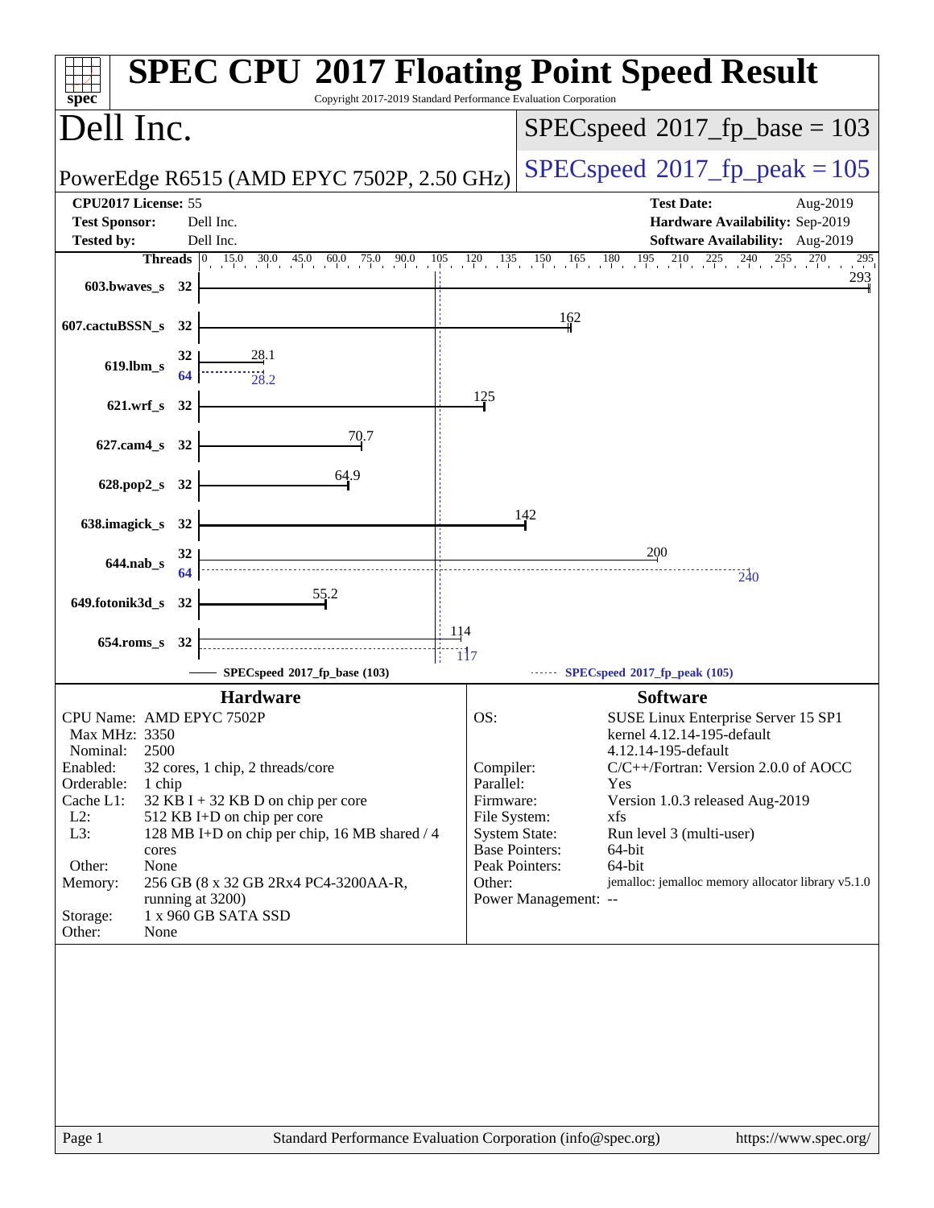# SPEC CPU 2017 Floating Point Speed Result

Copyright 2017-2019 Standard Performance Evaluation Corporation

## Dell Inc.

PowerEdge R6515 (AMD EPYC 7502P, 2.50 GHz)

**SPECspeed 2017_fp_base = 103**

**SPECspeed 2017_fp_peak = 105**

| | | | |
|---|---|---|---|
| **CPU2017 License:** | 55 | **Test Date:** | Aug-2019 |
| **Test Sponsor:** | Dell Inc. | **Hardware Availability:** | Sep-2019 |
| **Tested by:** | Dell Inc. | **Software Availability:** | Aug-2019 |

| Benchmark | Threads | Base | Peak |
|---|---|---|---|
| 603.bwaves_s | 32 | 293 | |
| 607.cactuBSSN_s | 32 | 162 | |
| 619.lbm_s | 32 / 64 | 28.1 | 28.2 |
| 621.wrf_s | 32 | 125 | |
| 627.cam4_s | 32 | 70.7 | |
| 628.pop2_s | 32 | 64.9 | |
| 638.imagick_s | 32 | 142 | |
| 644.nab_s | 32 / 64 | 200 | 240 |
| 649.fotonik3d_s | 32 | 55.2 | |
| 654.roms_s | 32 | 114 | 117 |

SPECspeed 2017_fp_base (103) — SPECspeed 2017_fp_peak (105)

### Hardware

| | |
|---|---|
| CPU Name: | AMD EPYC 7502P |
| Max MHz: | 3350 |
| Nominal: | 2500 |
| Enabled: | 32 cores, 1 chip, 2 threads/core |
| Orderable: | 1 chip |
| Cache L1: | 32 KB I + 32 KB D on chip per core |
| L2: | 512 KB I+D on chip per core |
| L3: | 128 MB I+D on chip per chip, 16 MB shared / 4 cores |
| Other: | None |
| Memory: | 256 GB (8 x 32 GB 2Rx4 PC4-3200AA-R, running at 3200) |
| Storage: | 1 x 960 GB SATA SSD |
| Other: | None |

### Software

| | |
|---|---|
| OS: | SUSE Linux Enterprise Server 15 SP1 kernel 4.12.14-195-default 4.12.14-195-default |
| Compiler: | C/C++/Fortran: Version 2.0.0 of AOCC |
| Parallel: | Yes |
| Firmware: | Version 1.0.3 released Aug-2019 |
| File System: | xfs |
| System State: | Run level 3 (multi-user) |
| Base Pointers: | 64-bit |
| Peak Pointers: | 64-bit |
| Other: | jemalloc: jemalloc memory allocator library v5.1.0 |
| Power Management: | -- |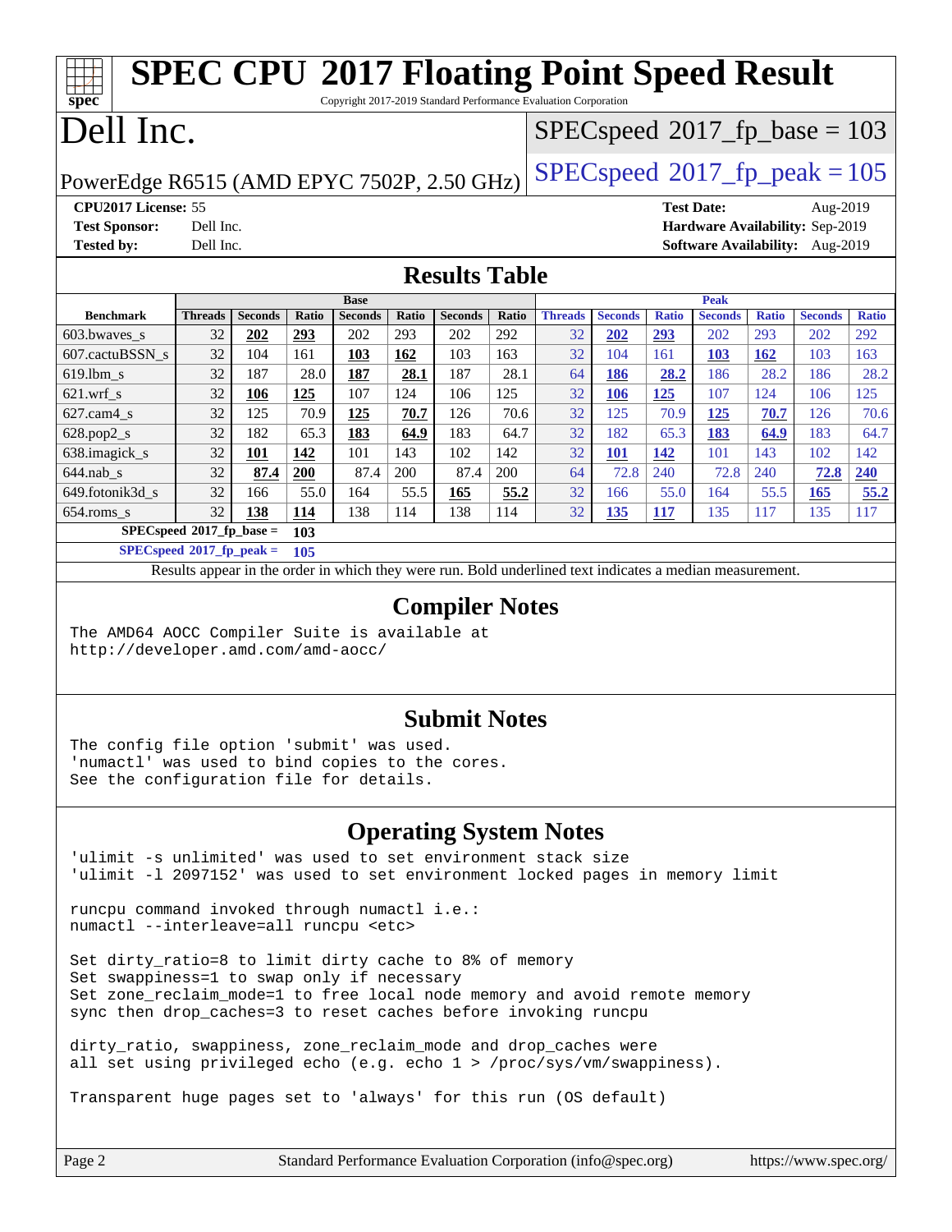# SPEC CPU 2017 Floating Point Speed Result

Copyright 2017-2019 Standard Performance Evaluation Corporation

# Dell Inc.

PowerEdge R6515 (AMD EPYC 7502P, 2.50 GHz)

SPECspeed 2017_fp_base = 103

SPECspeed 2017_fp_peak = 105

**CPU2017 License:** 55
**Test Sponsor:** Dell Inc.
**Tested by:** Dell Inc.

**Test Date:** Aug-2019
**Hardware Availability:** Sep-2019
**Software Availability:** Aug-2019

## Results Table

| Benchmark | Base | | | | | | | Peak | | | | | | |
|---|---|---|---|---|---|---|---|---|---|---|---|---|---|---|
| | Threads | Seconds | Ratio | Seconds | Ratio | Seconds | Ratio | Threads | Seconds | Ratio | Seconds | Ratio | Seconds | Ratio |
| 603.bwaves_s | 32 | **202** | **293** | 202 | 293 | 202 | 292 | 32 | **202** | **293** | 202 | 293 | 202 | 292 |
| 607.cactuBSSN_s | 32 | 104 | 161 | **103** | **162** | 103 | 163 | 32 | 104 | 161 | **103** | **162** | 103 | 163 |
| 619.lbm_s | 32 | 187 | 28.0 | **187** | **28.1** | 187 | 28.1 | 64 | **186** | **28.2** | 186 | 28.2 | 186 | 28.2 |
| 621.wrf_s | 32 | **106** | **125** | 107 | 124 | 106 | 125 | 32 | **106** | **125** | 107 | 124 | 106 | 125 |
| 627.cam4_s | 32 | 125 | 70.9 | **125** | **70.7** | 126 | 70.6 | 32 | 125 | 70.9 | **125** | **70.7** | 126 | 70.6 |
| 628.pop2_s | 32 | 182 | 65.3 | **183** | **64.9** | 183 | 64.7 | 32 | 182 | 65.3 | **183** | **64.9** | 183 | 64.7 |
| 638.imagick_s | 32 | **101** | **142** | 101 | 143 | 102 | 142 | 32 | **101** | **142** | 101 | 143 | 102 | 142 |
| 644.nab_s | 32 | **87.4** | **200** | 87.4 | 200 | 87.4 | 200 | 64 | 72.8 | 240 | 72.8 | 240 | **72.8** | **240** |
| 649.fotonik3d_s | 32 | 166 | 55.0 | 164 | 55.5 | **165** | **55.2** | 32 | 166 | 55.0 | 164 | 55.5 | **165** | **55.2** |
| 654.roms_s | 32 | **138** | **114** | 138 | 114 | 138 | 114 | 32 | **135** | **117** | 135 | 117 | 135 | 117 |

**SPECspeed 2017_fp_base =** **103**

**SPECspeed 2017_fp_peak =** **105**

Results appear in the order in which they were run. Bold underlined text indicates a median measurement.

## Compiler Notes

```
The AMD64 AOCC Compiler Suite is available at
http://developer.amd.com/amd-aocc/
```

## Submit Notes

```
The config file option 'submit' was used.
'numactl' was used to bind copies to the cores.
See the configuration file for details.
```

## Operating System Notes

```
'ulimit -s unlimited' was used to set environment stack size
'ulimit -l 2097152' was used to set environment locked pages in memory limit

runcpu command invoked through numactl i.e.:
numactl --interleave=all runcpu <etc>

Set dirty_ratio=8 to limit dirty cache to 8% of memory
Set swappiness=1 to swap only if necessary
Set zone_reclaim_mode=1 to free local node memory and avoid remote memory
sync then drop_caches=3 to reset caches before invoking runcpu

dirty_ratio, swappiness, zone_reclaim_mode and drop_caches were
all set using privileged echo (e.g. echo 1 > /proc/sys/vm/swappiness).

Transparent huge pages set to 'always' for this run (OS default)
```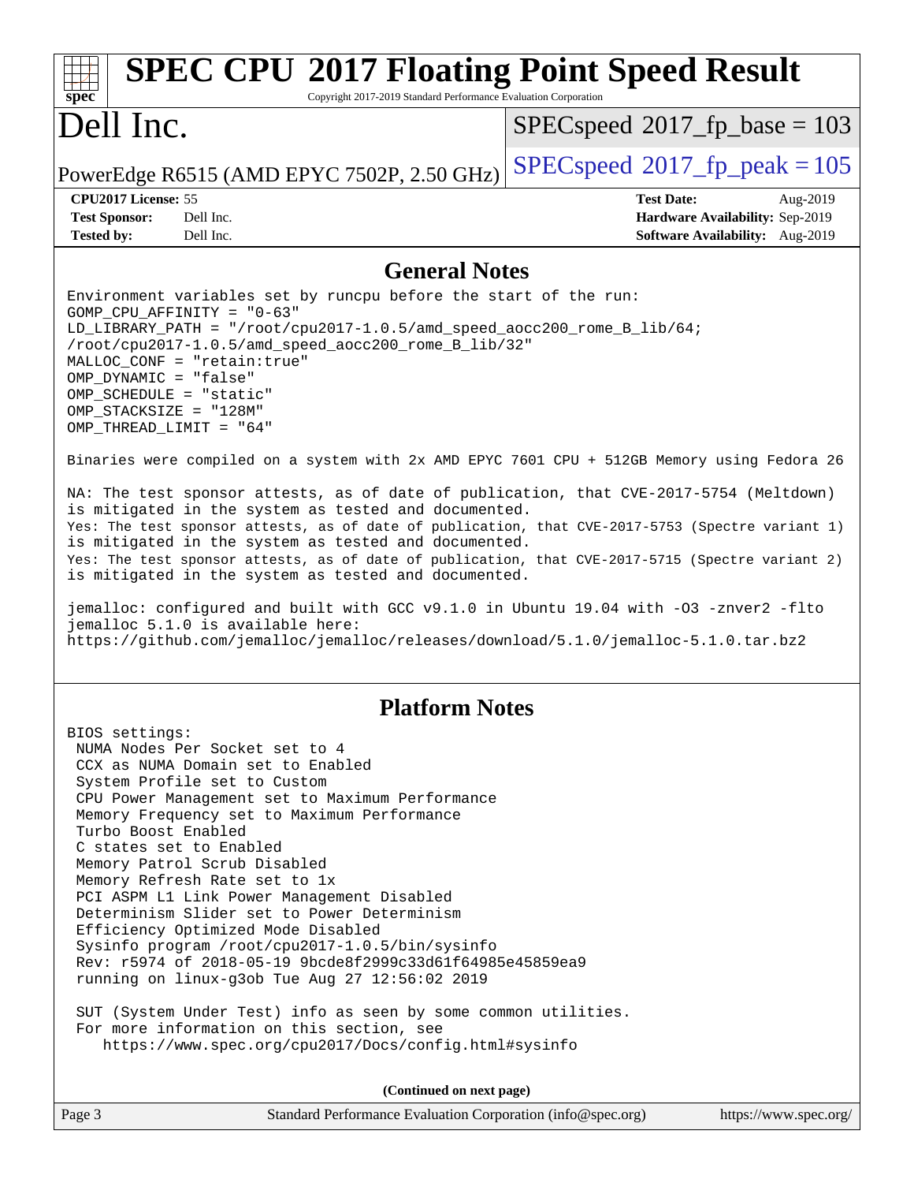# SPEC CPU 2017 Floating Point Speed Result

Copyright 2017-2019 Standard Performance Evaluation Corporation

# Dell Inc.

PowerEdge R6515 (AMD EPYC 7502P, 2.50 GHz)

SPECspeed 2017_fp_base = 103

SPECspeed 2017_fp_peak = 105

| | | | |
|---|---|---|---|
| **CPU2017 License:** | 55 | **Test Date:** | Aug-2019 |
| **Test Sponsor:** | Dell Inc. | **Hardware Availability:** | Sep-2019 |
| **Tested by:** | Dell Inc. | **Software Availability:** | Aug-2019 |

## General Notes

```
Environment variables set by runcpu before the start of the run:
GOMP_CPU_AFFINITY = "0-63"
LD_LIBRARY_PATH = "/root/cpu2017-1.0.5/amd_speed_aocc200_rome_B_lib/64;
/root/cpu2017-1.0.5/amd_speed_aocc200_rome_B_lib/32"
MALLOC_CONF = "retain:true"
OMP_DYNAMIC = "false"
OMP_SCHEDULE = "static"
OMP_STACKSIZE = "128M"
OMP_THREAD_LIMIT = "64"

Binaries were compiled on a system with 2x AMD EPYC 7601 CPU + 512GB Memory using Fedora 26

NA: The test sponsor attests, as of date of publication, that CVE-2017-5754 (Meltdown)
is mitigated in the system as tested and documented.
Yes: The test sponsor attests, as of date of publication, that CVE-2017-5753 (Spectre variant 1)
is mitigated in the system as tested and documented.
Yes: The test sponsor attests, as of date of publication, that CVE-2017-5715 (Spectre variant 2)
is mitigated in the system as tested and documented.

jemalloc: configured and built with GCC v9.1.0 in Ubuntu 19.04 with -O3 -znver2 -flto
jemalloc 5.1.0 is available here:
https://github.com/jemalloc/jemalloc/releases/download/5.1.0/jemalloc-5.1.0.tar.bz2
```

## Platform Notes

```
BIOS settings:
 NUMA Nodes Per Socket set to 4
 CCX as NUMA Domain set to Enabled
 System Profile set to Custom
 CPU Power Management set to Maximum Performance
 Memory Frequency set to Maximum Performance
 Turbo Boost Enabled
 C states set to Enabled
 Memory Patrol Scrub Disabled
 Memory Refresh Rate set to 1x
 PCI ASPM L1 Link Power Management Disabled
 Determinism Slider set to Power Determinism
 Efficiency Optimized Mode Disabled
 Sysinfo program /root/cpu2017-1.0.5/bin/sysinfo
 Rev: r5974 of 2018-05-19 9bcde8f2999c33d61f64985e45859ea9
 running on linux-g3ob Tue Aug 27 12:56:02 2019

 SUT (System Under Test) info as seen by some common utilities.
 For more information on this section, see
    https://www.spec.org/cpu2017/Docs/config.html#sysinfo
```

**(Continued on next page)**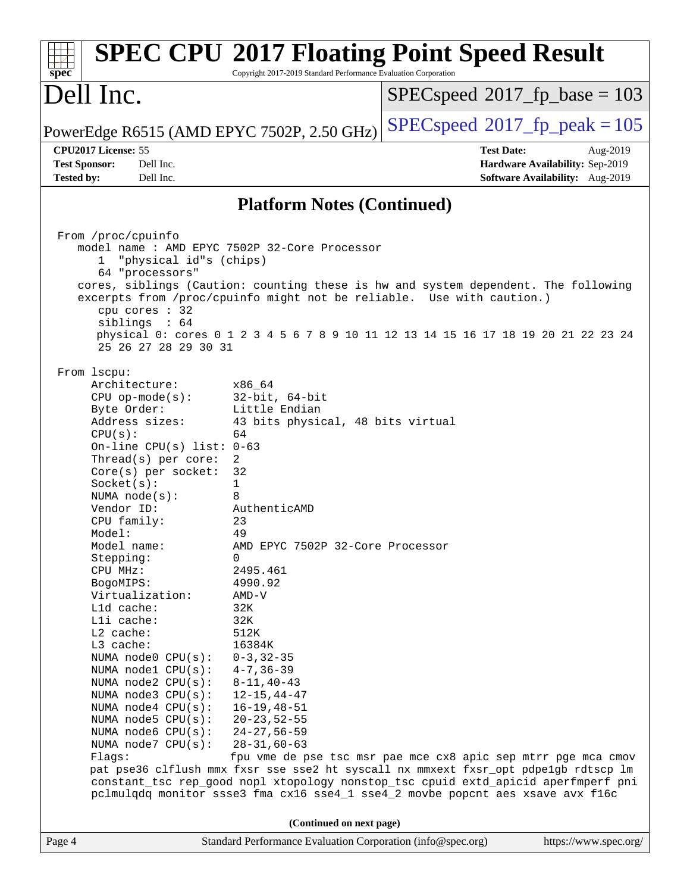## Platform Notes (Continued)

```
From /proc/cpuinfo
   model name : AMD EPYC 7502P 32-Core Processor
      1  "physical id"s (chips)
      64 "processors"
   cores, siblings (Caution: counting these is hw and system dependent. The following
   excerpts from /proc/cpuinfo might not be reliable.  Use with caution.)
      cpu cores : 32
      siblings  : 64
      physical 0: cores 0 1 2 3 4 5 6 7 8 9 10 11 12 13 14 15 16 17 18 19 20 21 22 23 24
      25 26 27 28 29 30 31

From lscpu:
     Architecture:        x86_64
     CPU op-mode(s):      32-bit, 64-bit
     Byte Order:          Little Endian
     Address sizes:       43 bits physical, 48 bits virtual
     CPU(s):              64
     On-line CPU(s) list: 0-63
     Thread(s) per core:  2
     Core(s) per socket:  32
     Socket(s):           1
     NUMA node(s):        8
     Vendor ID:           AuthenticAMD
     CPU family:          23
     Model:               49
     Model name:          AMD EPYC 7502P 32-Core Processor
     Stepping:            0
     CPU MHz:             2495.461
     BogoMIPS:            4990.92
     Virtualization:      AMD-V
     L1d cache:           32K
     L1i cache:           32K
     L2 cache:            512K
     L3 cache:            16384K
     NUMA node0 CPU(s):   0-3,32-35
     NUMA node1 CPU(s):   4-7,36-39
     NUMA node2 CPU(s):   8-11,40-43
     NUMA node3 CPU(s):   12-15,44-47
     NUMA node4 CPU(s):   16-19,48-51
     NUMA node5 CPU(s):   20-23,52-55
     NUMA node6 CPU(s):   24-27,56-59
     NUMA node7 CPU(s):   28-31,60-63
     Flags:               fpu vme de pse tsc msr pae mce cx8 apic sep mtrr pge mca cmov
     pat pse36 clflush mmx fxsr sse sse2 ht syscall nx mmxext fxsr_opt pdpe1gb rdtscp lm
     constant_tsc rep_good nopl xtopology nonstop_tsc cpuid extd_apicid aperfmperf pni
     pclmulqdq monitor ssse3 fma cx16 sse4_1 sse4_2 movbe popcnt aes xsave avx f16c
```

(Continued on next page)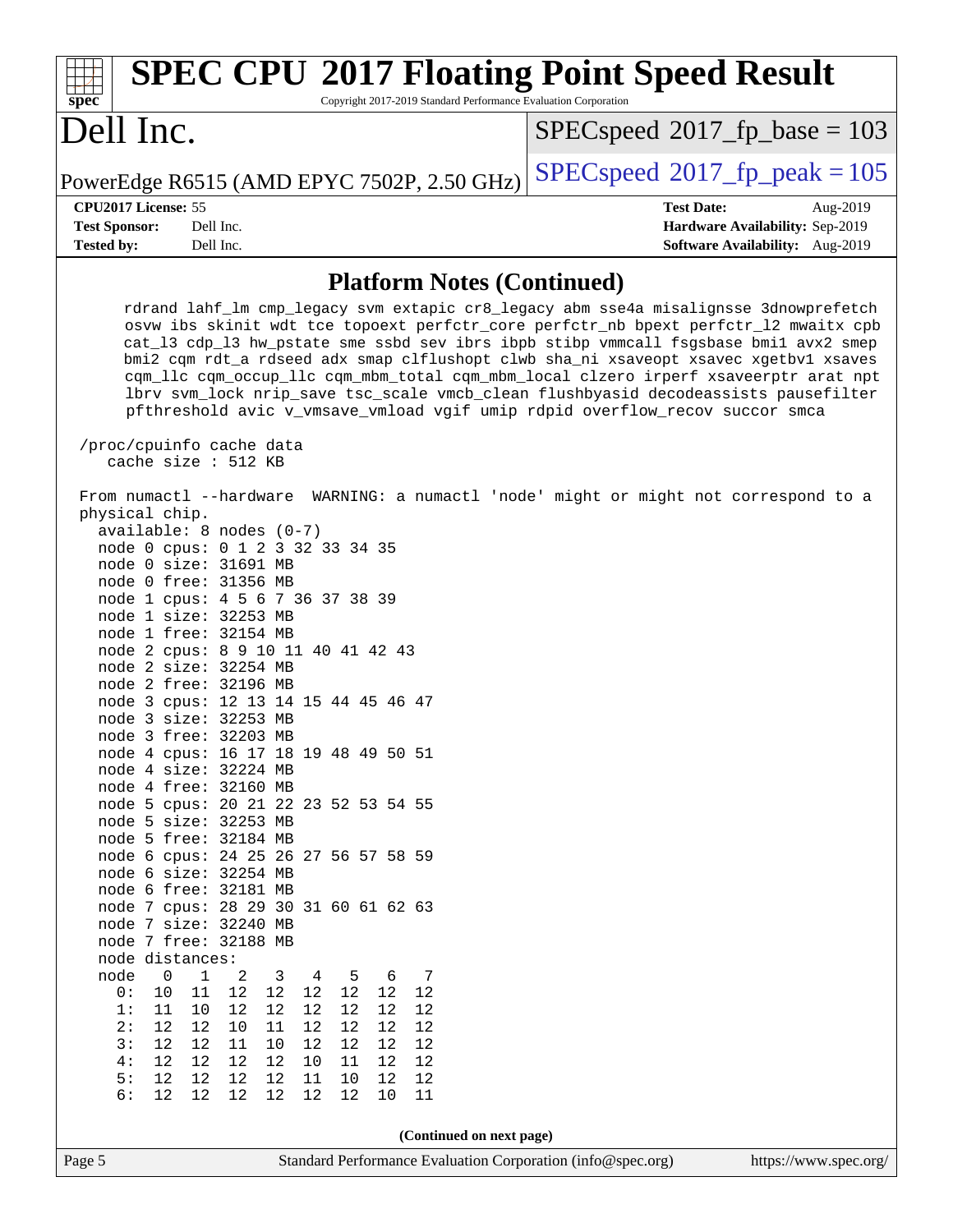## Platform Notes (Continued)

```
     rdrand lahf_lm cmp_legacy svm extapic cr8_legacy abm sse4a misalignsse 3dnowprefetch
     osvw ibs skinit wdt tce topoext perfctr_core perfctr_nb bpext perfctr_l2 mwaitx cpb
     cat_l3 cdp_l3 hw_pstate sme ssbd sev ibrs ibpb stibp vmmcall fsgsbase bmi1 avx2 smep
     bmi2 cqm rdt_a rdseed adx smap clflushopt clwb sha_ni xsaveopt xsavec xgetbv1 xsaves
     cqm_llc cqm_occup_llc cqm_mbm_total cqm_mbm_local clzero irperf xsaveerptr arat npt
     lbrv svm_lock nrip_save tsc_scale vmcb_clean flushbyasid decodeassists pausefilter
     pfthreshold avic v_vmsave_vmload vgif umip rdpid overflow_recov succor smca

 /proc/cpuinfo cache data
    cache size : 512 KB

 From numactl --hardware  WARNING: a numactl 'node' might or might not correspond to a
 physical chip.
   available: 8 nodes (0-7)
   node 0 cpus: 0 1 2 3 32 33 34 35
   node 0 size: 31691 MB
   node 0 free: 31356 MB
   node 1 cpus: 4 5 6 7 36 37 38 39
   node 1 size: 32253 MB
   node 1 free: 32154 MB
   node 2 cpus: 8 9 10 11 40 41 42 43
   node 2 size: 32254 MB
   node 2 free: 32196 MB
   node 3 cpus: 12 13 14 15 44 45 46 47
   node 3 size: 32253 MB
   node 3 free: 32203 MB
   node 4 cpus: 16 17 18 19 48 49 50 51
   node 4 size: 32224 MB
   node 4 free: 32160 MB
   node 5 cpus: 20 21 22 23 52 53 54 55
   node 5 size: 32253 MB
   node 5 free: 32184 MB
   node 6 cpus: 24 25 26 27 56 57 58 59
   node 6 size: 32254 MB
   node 6 free: 32181 MB
   node 7 cpus: 28 29 30 31 60 61 62 63
   node 7 size: 32240 MB
   node 7 free: 32188 MB
   node distances:
   node   0   1   2   3   4   5   6   7
     0:  10  11  12  12  12  12  12  12
     1:  11  10  12  12  12  12  12  12
     2:  12  12  10  11  12  12  12  12
     3:  12  12  11  10  12  12  12  12
     4:  12  12  12  12  10  11  12  12
     5:  12  12  12  12  11  10  12  12
     6:  12  12  12  12  12  12  10  11
```

**(Continued on next page)**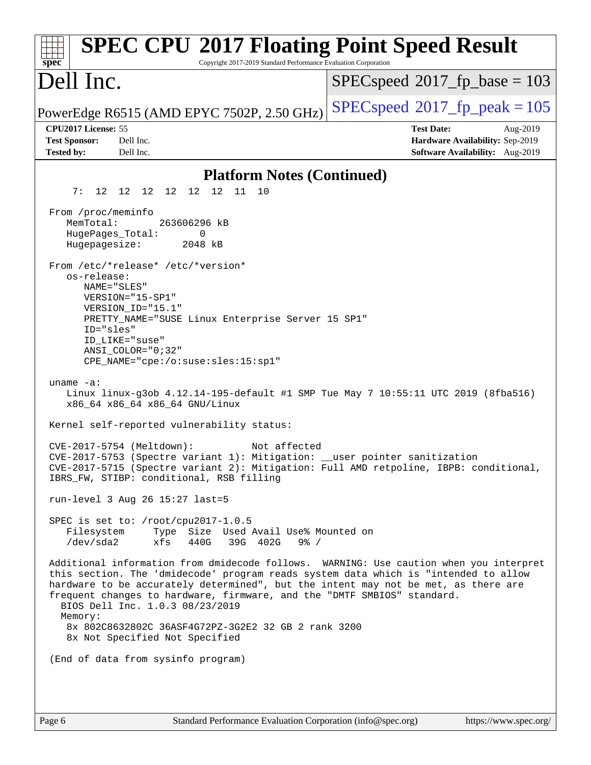## Platform Notes (Continued)

```
     7:  12  12  12  12  12  12  11  10

 From /proc/meminfo
    MemTotal:       263606296 kB
    HugePages_Total:       0
    Hugepagesize:       2048 kB

 From /etc/*release* /etc/*version*
    os-release:
       NAME="SLES"
       VERSION="15-SP1"
       VERSION_ID="15.1"
       PRETTY_NAME="SUSE Linux Enterprise Server 15 SP1"
       ID="sles"
       ID_LIKE="suse"
       ANSI_COLOR="0;32"
       CPE_NAME="cpe:/o:suse:sles:15:sp1"

 uname -a:
    Linux linux-g3ob 4.12.14-195-default #1 SMP Tue May 7 10:55:11 UTC 2019 (8fba516)
    x86_64 x86_64 x86_64 GNU/Linux

 Kernel self-reported vulnerability status:

 CVE-2017-5754 (Meltdown):          Not affected
 CVE-2017-5753 (Spectre variant 1): Mitigation: __user pointer sanitization
 CVE-2017-5715 (Spectre variant 2): Mitigation: Full AMD retpoline, IBPB: conditional,
 IBRS_FW, STIBP: conditional, RSB filling

 run-level 3 Aug 26 15:27 last=5

 SPEC is set to: /root/cpu2017-1.0.5
    Filesystem     Type  Size  Used Avail Use% Mounted on
    /dev/sda2      xfs   440G   39G  402G   9% /

 Additional information from dmidecode follows.  WARNING: Use caution when you interpret
 this section. The 'dmidecode' program reads system data which is "intended to allow
 hardware to be accurately determined", but the intent may not be met, as there are
 frequent changes to hardware, firmware, and the "DMTF SMBIOS" standard.
   BIOS Dell Inc. 1.0.3 08/23/2019
   Memory:
    8x 802C8632802C 36ASF4G72PZ-3G2E2 32 GB 2 rank 3200
    8x Not Specified Not Specified

 (End of data from sysinfo program)
```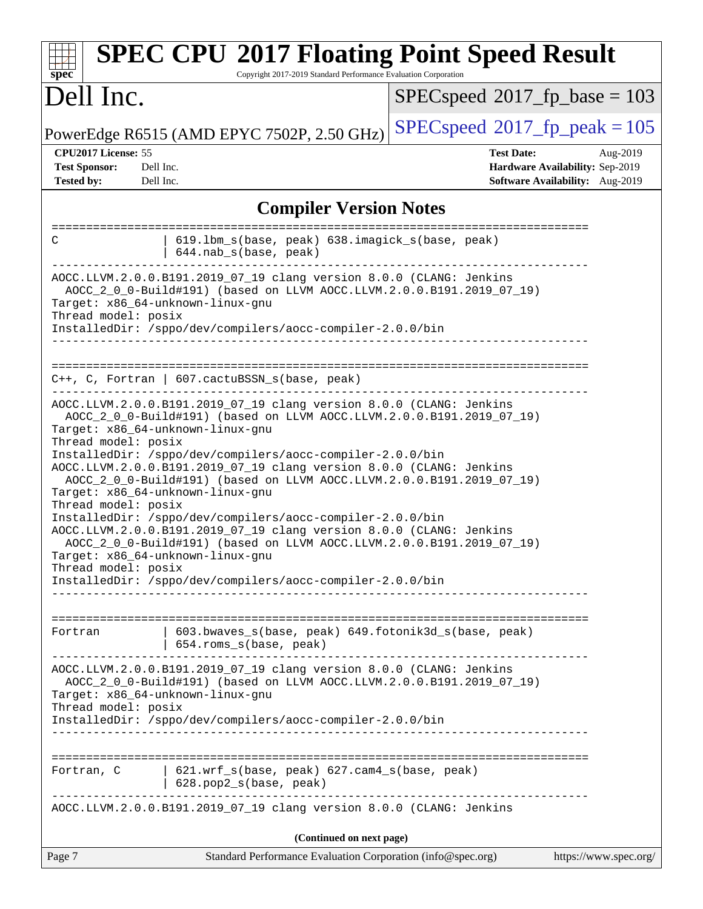# SPEC CPU 2017 Floating Point Speed Result

Copyright 2017-2019 Standard Performance Evaluation Corporation

## Dell Inc.

PowerEdge R6515 (AMD EPYC 7502P, 2.50 GHz)

SPECspeed 2017_fp_base = 103

SPECspeed 2017_fp_peak = 105

**CPU2017 License:** 55
**Test Sponsor:** Dell Inc.
**Tested by:** Dell Inc.

**Test Date:** Aug-2019
**Hardware Availability:** Sep-2019
**Software Availability:** Aug-2019

## Compiler Version Notes

```
==============================================================================
C                | 619.lbm_s(base, peak) 638.imagick_s(base, peak)
                 | 644.nab_s(base, peak)
------------------------------------------------------------------------------
AOCC.LLVM.2.0.0.B191.2019_07_19 clang version 8.0.0 (CLANG: Jenkins
  AOCC_2_0_0-Build#191) (based on LLVM AOCC.LLVM.2.0.0.B191.2019_07_19)
Target: x86_64-unknown-linux-gnu
Thread model: posix
InstalledDir: /sppo/dev/compilers/aocc-compiler-2.0.0/bin
------------------------------------------------------------------------------

==============================================================================
C++, C, Fortran | 607.cactuBSSN_s(base, peak)
------------------------------------------------------------------------------
AOCC.LLVM.2.0.0.B191.2019_07_19 clang version 8.0.0 (CLANG: Jenkins
  AOCC_2_0_0-Build#191) (based on LLVM AOCC.LLVM.2.0.0.B191.2019_07_19)
Target: x86_64-unknown-linux-gnu
Thread model: posix
InstalledDir: /sppo/dev/compilers/aocc-compiler-2.0.0/bin
AOCC.LLVM.2.0.0.B191.2019_07_19 clang version 8.0.0 (CLANG: Jenkins
  AOCC_2_0_0-Build#191) (based on LLVM AOCC.LLVM.2.0.0.B191.2019_07_19)
Target: x86_64-unknown-linux-gnu
Thread model: posix
InstalledDir: /sppo/dev/compilers/aocc-compiler-2.0.0/bin
AOCC.LLVM.2.0.0.B191.2019_07_19 clang version 8.0.0 (CLANG: Jenkins
  AOCC_2_0_0-Build#191) (based on LLVM AOCC.LLVM.2.0.0.B191.2019_07_19)
Target: x86_64-unknown-linux-gnu
Thread model: posix
InstalledDir: /sppo/dev/compilers/aocc-compiler-2.0.0/bin
------------------------------------------------------------------------------

==============================================================================
Fortran          | 603.bwaves_s(base, peak) 649.fotonik3d_s(base, peak)
                 | 654.roms_s(base, peak)
------------------------------------------------------------------------------
AOCC.LLVM.2.0.0.B191.2019_07_19 clang version 8.0.0 (CLANG: Jenkins
  AOCC_2_0_0-Build#191) (based on LLVM AOCC.LLVM.2.0.0.B191.2019_07_19)
Target: x86_64-unknown-linux-gnu
Thread model: posix
InstalledDir: /sppo/dev/compilers/aocc-compiler-2.0.0/bin
------------------------------------------------------------------------------

==============================================================================
Fortran, C       | 621.wrf_s(base, peak) 627.cam4_s(base, peak)
                 | 628.pop2_s(base, peak)
------------------------------------------------------------------------------
AOCC.LLVM.2.0.0.B191.2019_07_19 clang version 8.0.0 (CLANG: Jenkins
```

**(Continued on next page)**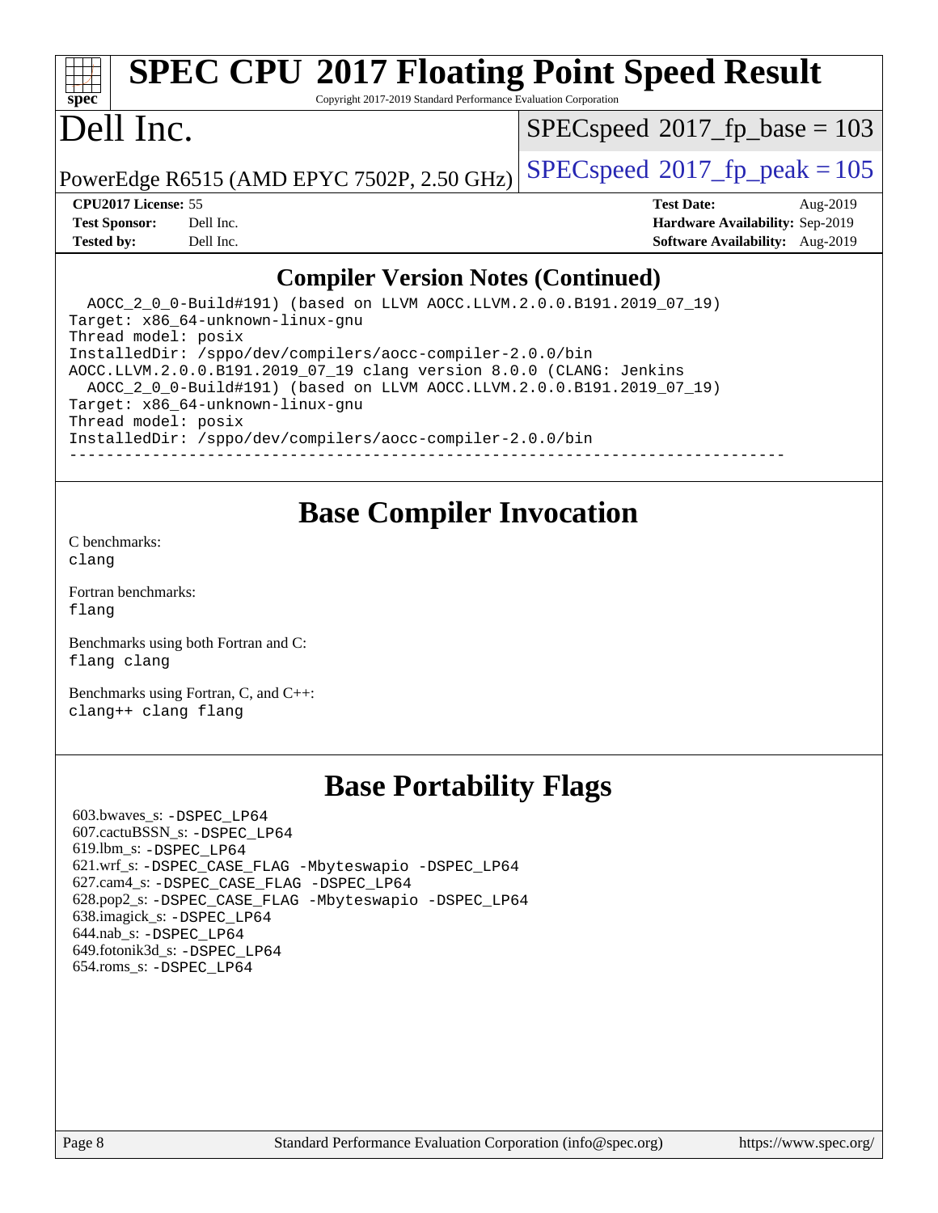# SPEC CPU 2017 Floating Point Speed Result

Copyright 2017-2019 Standard Performance Evaluation Corporation

# Dell Inc.

PowerEdge R6515 (AMD EPYC 7502P, 2.50 GHz)

SPECspeed 2017_fp_base = 103

SPECspeed 2017_fp_peak = 105

**CPU2017 License:** 55
**Test Sponsor:** Dell Inc.
**Tested by:** Dell Inc.

**Test Date:** Aug-2019
**Hardware Availability:** Sep-2019
**Software Availability:** Aug-2019

## Compiler Version Notes (Continued)

```
  AOCC_2_0_0-Build#191) (based on LLVM AOCC.LLVM.2.0.0.B191.2019_07_19)
Target: x86_64-unknown-linux-gnu
Thread model: posix
InstalledDir: /sppo/dev/compilers/aocc-compiler-2.0.0/bin
AOCC.LLVM.2.0.0.B191.2019_07_19 clang version 8.0.0 (CLANG: Jenkins
  AOCC_2_0_0-Build#191) (based on LLVM AOCC.LLVM.2.0.0.B191.2019_07_19)
Target: x86_64-unknown-linux-gnu
Thread model: posix
InstalledDir: /sppo/dev/compilers/aocc-compiler-2.0.0/bin
------------------------------------------------------------------------------
```

## Base Compiler Invocation

C benchmarks:
clang

Fortran benchmarks:
flang

Benchmarks using both Fortran and C:
flang clang

Benchmarks using Fortran, C, and C++:
clang++ clang flang

## Base Portability Flags

603.bwaves_s: -DSPEC_LP64
607.cactuBSSN_s: -DSPEC_LP64
619.lbm_s: -DSPEC_LP64
621.wrf_s: -DSPEC_CASE_FLAG -Mbyteswapio -DSPEC_LP64
627.cam4_s: -DSPEC_CASE_FLAG -DSPEC_LP64
628.pop2_s: -DSPEC_CASE_FLAG -Mbyteswapio -DSPEC_LP64
638.imagick_s: -DSPEC_LP64
644.nab_s: -DSPEC_LP64
649.fotonik3d_s: -DSPEC_LP64
654.roms_s: -DSPEC_LP64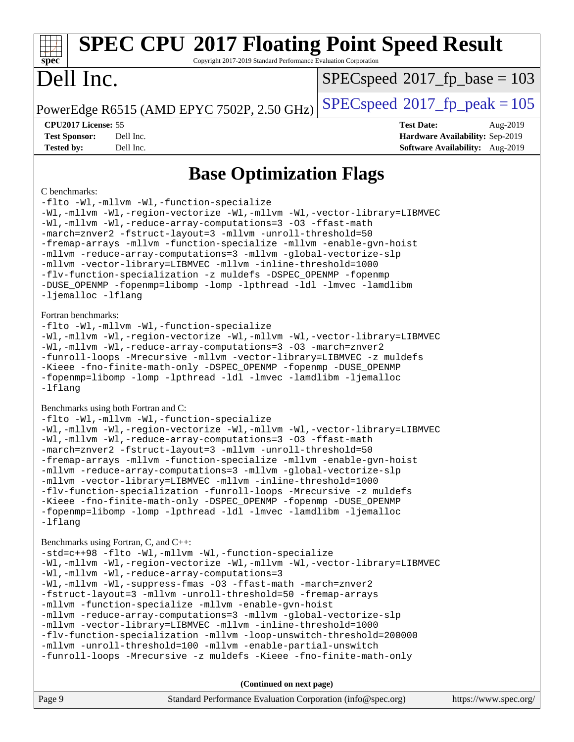# Base Optimization Flags

C benchmarks:

```
-flto -Wl,-mllvm -Wl,-function-specialize
-Wl,-mllvm -Wl,-region-vectorize -Wl,-mllvm -Wl,-vector-library=LIBMVEC
-Wl,-mllvm -Wl,-reduce-array-computations=3 -O3 -ffast-math
-march=znver2 -fstruct-layout=3 -mllvm -unroll-threshold=50
-fremap-arrays -mllvm -function-specialize -mllvm -enable-gvn-hoist
-mllvm -reduce-array-computations=3 -mllvm -global-vectorize-slp
-mllvm -vector-library=LIBMVEC -mllvm -inline-threshold=1000
-flv-function-specialization -z muldefs -DSPEC_OPENMP -fopenmp
-DUSE_OPENMP -fopenmp=libomp -lomp -lpthread -ldl -lmvec -lamdlibm
-ljemalloc -lflang
```

Fortran benchmarks:

```
-flto -Wl,-mllvm -Wl,-function-specialize
-Wl,-mllvm -Wl,-region-vectorize -Wl,-mllvm -Wl,-vector-library=LIBMVEC
-Wl,-mllvm -Wl,-reduce-array-computations=3 -O3 -march=znver2
-funroll-loops -Mrecursive -mllvm -vector-library=LIBMVEC -z muldefs
-Kieee -fno-finite-math-only -DSPEC_OPENMP -fopenmp -DUSE_OPENMP
-fopenmp=libomp -lomp -lpthread -ldl -lmvec -lamdlibm -ljemalloc
-lflang
```

Benchmarks using both Fortran and C:

```
-flto -Wl,-mllvm -Wl,-function-specialize
-Wl,-mllvm -Wl,-region-vectorize -Wl,-mllvm -Wl,-vector-library=LIBMVEC
-Wl,-mllvm -Wl,-reduce-array-computations=3 -O3 -ffast-math
-march=znver2 -fstruct-layout=3 -mllvm -unroll-threshold=50
-fremap-arrays -mllvm -function-specialize -mllvm -enable-gvn-hoist
-mllvm -reduce-array-computations=3 -mllvm -global-vectorize-slp
-mllvm -vector-library=LIBMVEC -mllvm -inline-threshold=1000
-flv-function-specialization -funroll-loops -Mrecursive -z muldefs
-Kieee -fno-finite-math-only -DSPEC_OPENMP -fopenmp -DUSE_OPENMP
-fopenmp=libomp -lomp -lpthread -ldl -lmvec -lamdlibm -ljemalloc
-lflang
```

Benchmarks using Fortran, C, and C++:

```
-std=c++98 -flto -Wl,-mllvm -Wl,-function-specialize
-Wl,-mllvm -Wl,-region-vectorize -Wl,-mllvm -Wl,-vector-library=LIBMVEC
-Wl,-mllvm -Wl,-reduce-array-computations=3
-Wl,-mllvm -Wl,-suppress-fmas -O3 -ffast-math -march=znver2
-fstruct-layout=3 -mllvm -unroll-threshold=50 -fremap-arrays
-mllvm -function-specialize -mllvm -enable-gvn-hoist
-mllvm -reduce-array-computations=3 -mllvm -global-vectorize-slp
-mllvm -vector-library=LIBMVEC -mllvm -inline-threshold=1000
-flv-function-specialization -mllvm -loop-unswitch-threshold=200000
-mllvm -unroll-threshold=100 -mllvm -enable-partial-unswitch
-funroll-loops -Mrecursive -z muldefs -Kieee -fno-finite-math-only
```

**(Continued on next page)**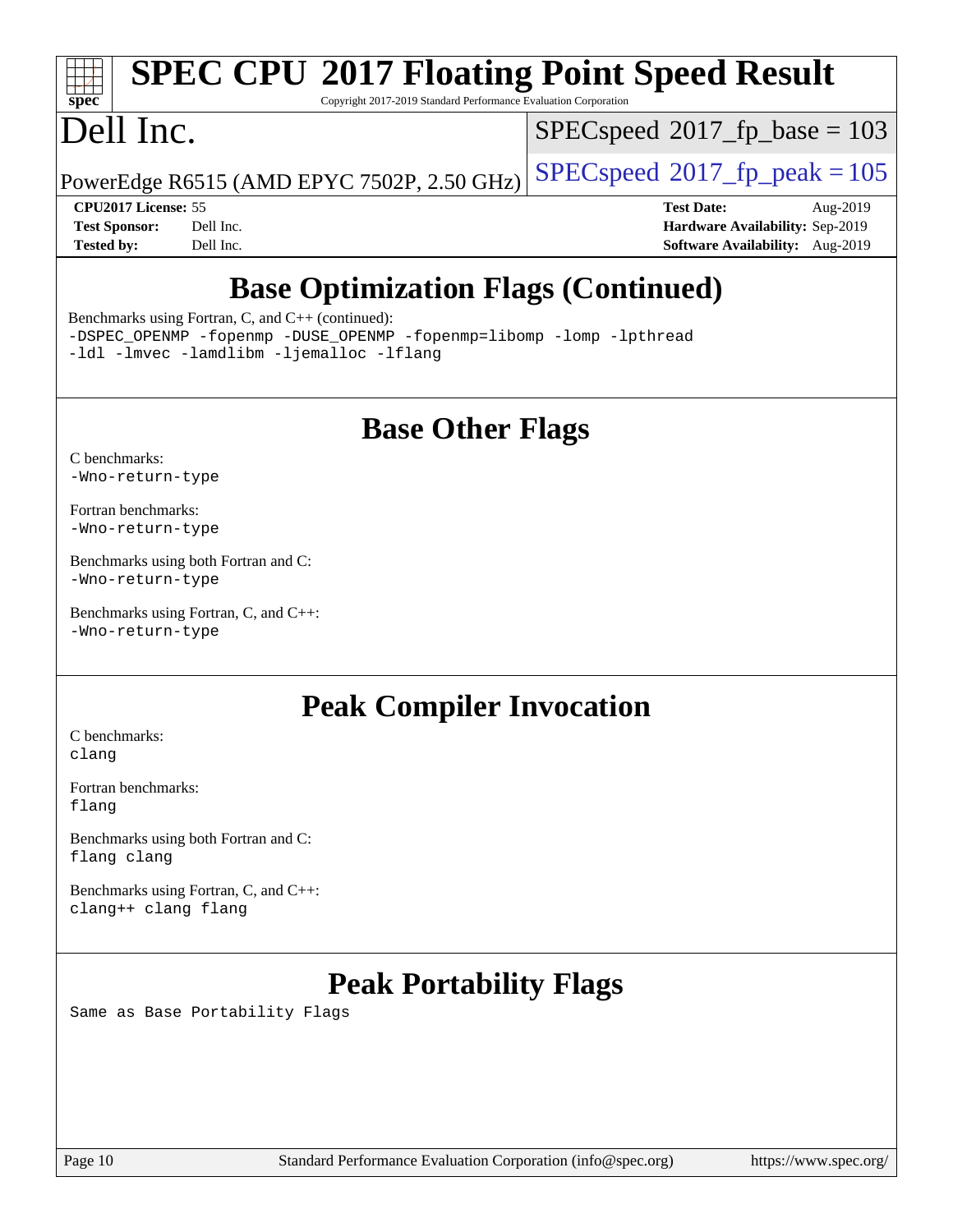## Base Optimization Flags (Continued)

Benchmarks using Fortran, C, and C++ (continued):
`-DSPEC_OPENMP -fopenmp -DUSE_OPENMP -fopenmp=libomp -lomp -lpthread -ldl -lmvec -lamdlibm -ljemalloc -lflang`

## Base Other Flags

C benchmarks:
`-Wno-return-type`

Fortran benchmarks:
`-Wno-return-type`

Benchmarks using both Fortran and C:
`-Wno-return-type`

Benchmarks using Fortran, C, and C++:
`-Wno-return-type`

## Peak Compiler Invocation

C benchmarks:
`clang`

Fortran benchmarks:
`flang`

Benchmarks using both Fortran and C:
`flang clang`

Benchmarks using Fortran, C, and C++:
`clang++ clang flang`

## Peak Portability Flags

Same as Base Portability Flags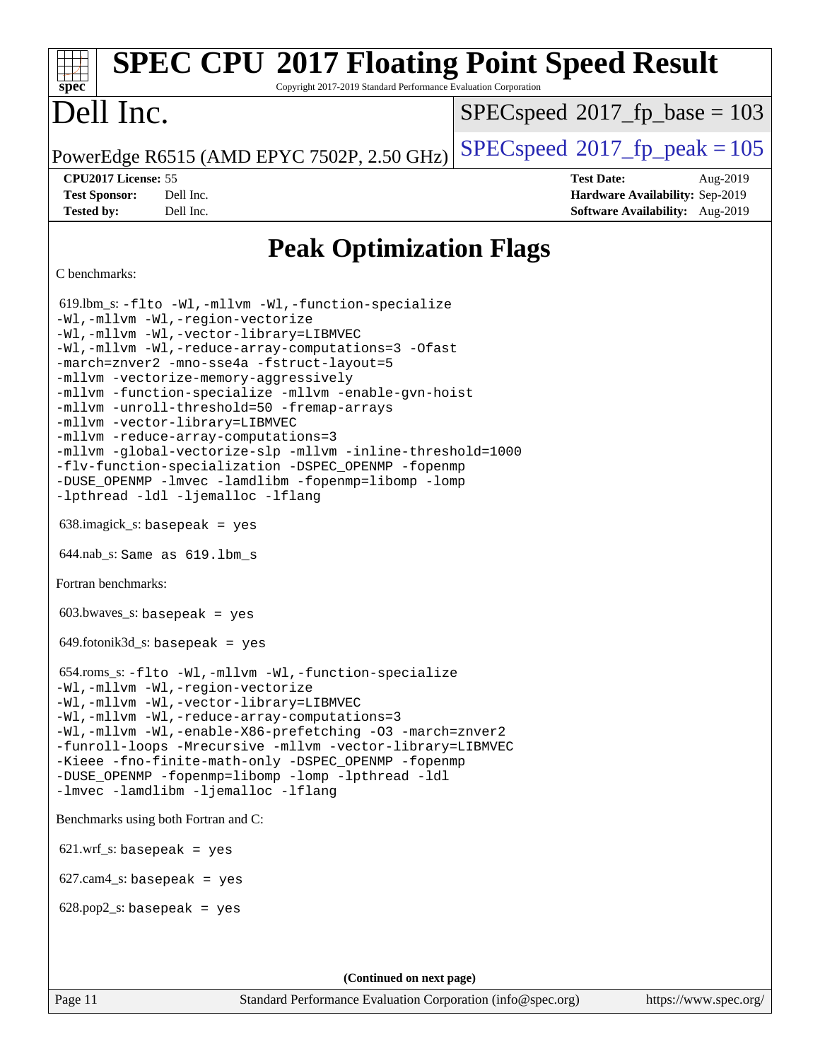# SPEC CPU 2017 Floating Point Speed Result

Copyright 2017-2019 Standard Performance Evaluation Corporation

# Dell Inc.

PowerEdge R6515 (AMD EPYC 7502P, 2.50 GHz)

SPECspeed 2017_fp_base = 103

SPECspeed 2017_fp_peak = 105

**CPU2017 License:** 55
**Test Sponsor:** Dell Inc.
**Tested by:** Dell Inc.

**Test Date:** Aug-2019
**Hardware Availability:** Sep-2019
**Software Availability:** Aug-2019

## Peak Optimization Flags

C benchmarks:

619.lbm_s: -flto -Wl,-mllvm -Wl,-function-specialize -Wl,-mllvm -Wl,-region-vectorize -Wl,-mllvm -Wl,-vector-library=LIBMVEC -Wl,-mllvm -Wl,-reduce-array-computations=3 -Ofast -march=znver2 -mno-sse4a -fstruct-layout=5 -mllvm -vectorize-memory-aggressively -mllvm -function-specialize -mllvm -enable-gvn-hoist -mllvm -unroll-threshold=50 -fremap-arrays -mllvm -vector-library=LIBMVEC -mllvm -reduce-array-computations=3 -mllvm -global-vectorize-slp -mllvm -inline-threshold=1000 -flv-function-specialization -DSPEC_OPENMP -fopenmp -DUSE_OPENMP -lmvec -lamdlibm -fopenmp=libomp -lomp -lpthread -ldl -ljemalloc -lflang

638.imagick_s: basepeak = yes

644.nab_s: Same as 619.lbm_s

Fortran benchmarks:

603.bwaves_s: basepeak = yes

649.fotonik3d_s: basepeak = yes

654.roms_s: -flto -Wl,-mllvm -Wl,-function-specialize -Wl,-mllvm -Wl,-region-vectorize -Wl,-mllvm -Wl,-vector-library=LIBMVEC -Wl,-mllvm -Wl,-reduce-array-computations=3 -Wl,-mllvm -Wl,-enable-X86-prefetching -O3 -march=znver2 -funroll-loops -Mrecursive -mllvm -vector-library=LIBMVEC -Kieee -fno-finite-math-only -DSPEC_OPENMP -fopenmp -DUSE_OPENMP -fopenmp=libomp -lomp -lpthread -ldl -lmvec -lamdlibm -ljemalloc -lflang

Benchmarks using both Fortran and C:

621.wrf_s: basepeak = yes

627.cam4_s: basepeak = yes

628.pop2_s: basepeak = yes

**(Continued on next page)**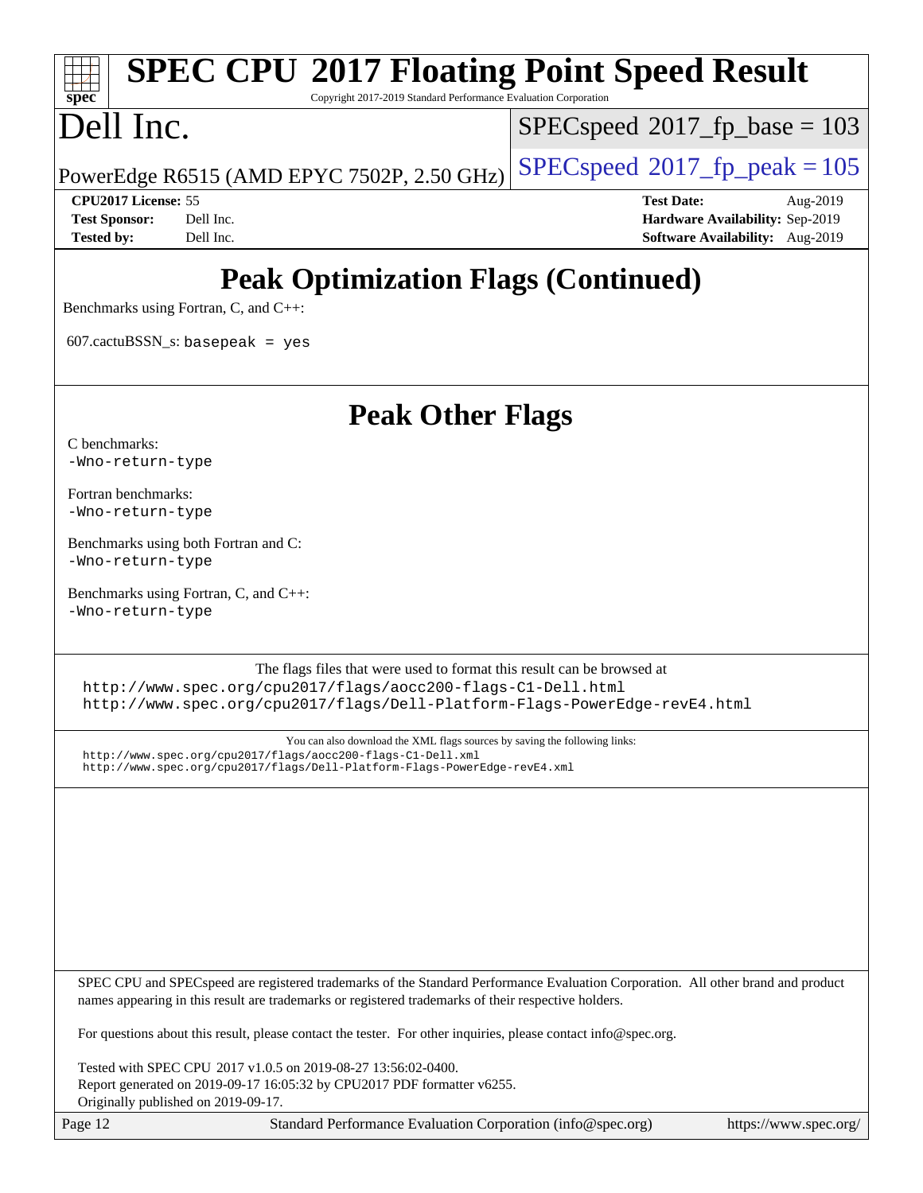# Peak Optimization Flags (Continued)

Benchmarks using Fortran, C, and C++:

607.cactuBSSN_s: `basepeak = yes`

# Peak Other Flags

C benchmarks:
`-Wno-return-type`

Fortran benchmarks:
`-Wno-return-type`

Benchmarks using both Fortran and C:
`-Wno-return-type`

Benchmarks using Fortran, C, and C++:
`-Wno-return-type`

The flags files that were used to format this result can be browsed at
http://www.spec.org/cpu2017/flags/aocc200-flags-C1-Dell.html
http://www.spec.org/cpu2017/flags/Dell-Platform-Flags-PowerEdge-revE4.html

You can also download the XML flags sources by saving the following links:
http://www.spec.org/cpu2017/flags/aocc200-flags-C1-Dell.xml
http://www.spec.org/cpu2017/flags/Dell-Platform-Flags-PowerEdge-revE4.xml

SPEC CPU and SPECspeed are registered trademarks of the Standard Performance Evaluation Corporation. All other brand and product names appearing in this result are trademarks or registered trademarks of their respective holders.

For questions about this result, please contact the tester. For other inquiries, please contact info@spec.org.

Tested with SPEC CPU 2017 v1.0.5 on 2019-08-27 13:56:02-0400.
Report generated on 2019-09-17 16:05:32 by CPU2017 PDF formatter v6255.
Originally published on 2019-09-17.